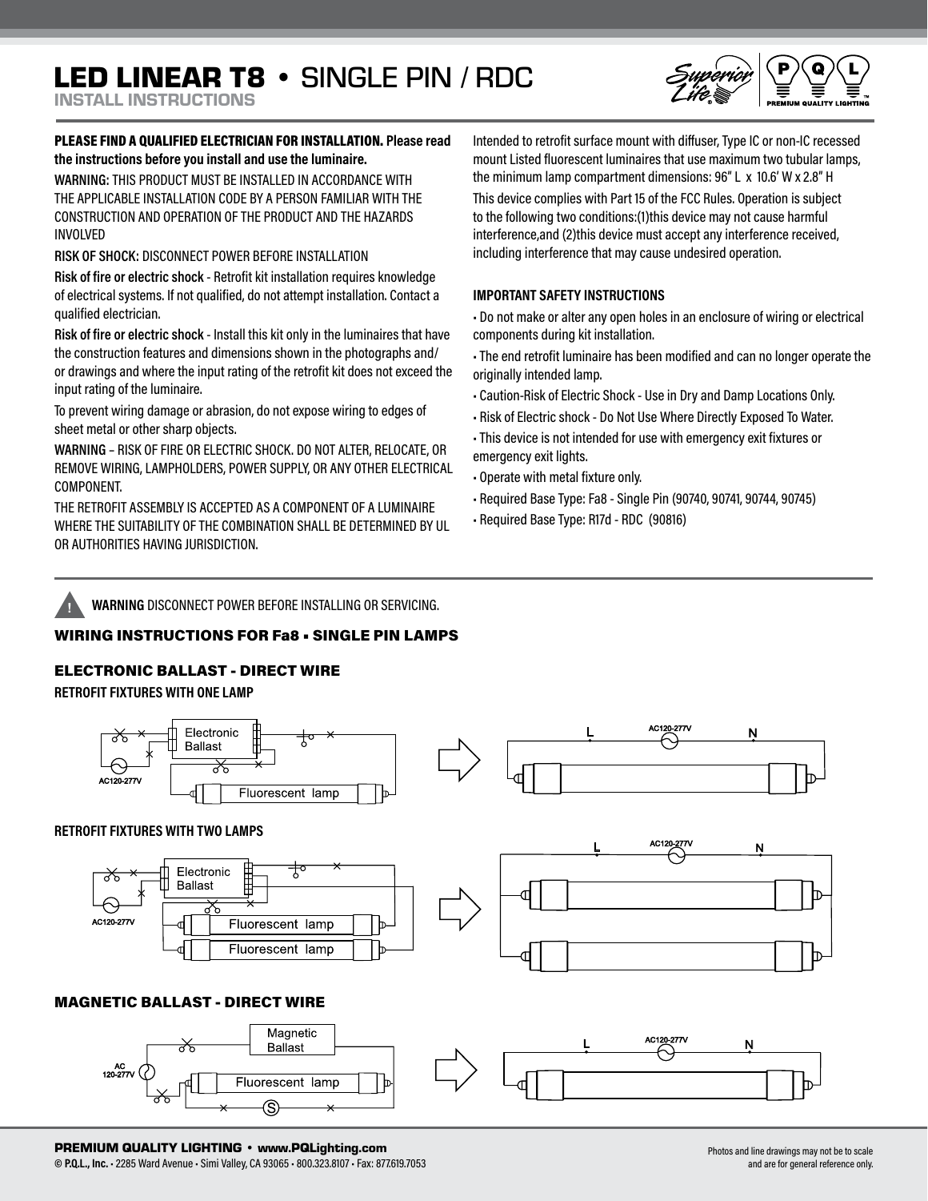# LED LINEAR T8 • SINGLE PIN / RDC

## INSTALL INSTRUCTIONS

**PLEASE FIND A QUALIFIED ELECTRICIAN FOR INSTALLATION. Please read the instructions before you install and use the luminaire.**

**WARNING:** THIS PRODUCT MUST BE INSTALLED IN ACCORDANCE WITH THE APPLICABLE INSTALLATION CODE BY A PERSON FAMILIAR WITH THE CONSTRUCTION AND OPERATION OF THE PRODUCT AND THE HAZARDS INVOLVED

**RISK OF SHOCK:** DISCONNECT POWER BEFORE INSTALLATION

**Risk of fire or electric shock** - Retrofit kit installation requires knowledge of electrical systems. If not qualified, do not attempt installation. Contact a qualified electrician.

**Risk of fire or electric shock** - Install this kit only in the luminaires that have the construction features and dimensions shown in the photographs and/ or drawings and where the input rating of the retrofit kit does not exceed the input rating of the luminaire.

To prevent wiring damage or abrasion, do not expose wiring to edges of sheet metal or other sharp objects.

WARNING – RISK OF FIRE OR ELECTRIC SHOCK. DO NOT ALTER, RELOCATE, OR REMOVE WIRING, LAMPHOLDERS, POWER SUPPLY, OR ANY OTHER ELECTRICAL COMPONENT.

THE RETROFIT ASSEMBLY IS ACCEPTED AS A COMPONENT OF A LUMINAIRE WHERE THE SUITABILITY OF THE COMBINATION SHALL BE DETERMINED BY UL OR AUTHORITIES HAVING JURISDICTION.

Intended to retrofit surface mount with diffuser, Type IC or non-IC recessed mount Listed fluorescent luminaires that use maximum two tubular lamps, the minimum lamp compartment dimensions: 96" L x 10.6' W x 2.8" H

This device complies with Part 15 of the FCC Rules. Operation is subject to the following two conditions:(1)this device may not cause harmful interference,and (2)this device must accept any interference received, including interference that may cause undesired operation.

**IMPORTANT SAFETY INSTRUCTIONS**

- Do not make or alter any open holes in an enclosure of wiring or electrical components during kit installation.
- The end retrofit luminaire has been modified and can no longer operate the originally intended lamp.
- Caution-Risk of Electric Shock - Use in Dry and Damp Locations Only.
- Risk of Electric shock - Do Not Use Where Directly Exposed To Water.
- This device is not intended for use with emergency exit fixtures or emergency exit lights.
- Operate with metal fixture only.
- Required Base Type: Fa8 - Single Pin (90740, 90741, 90744, 90745)
- Required Base Type: R17d - RDC (90816)

**WARNING** DISCONNECT POWER BEFORE INSTALLING OR SERVICING.

## WIRING INSTRUCTIONS FOR Fa8 • SINGLE PIN LAMPS

### ELECTRONIC BALLAST - DIRECT WIRE

**RETROFIT FIXTURES WITH ONE LAMP**

Electronic Ballast | AC120-277V | Fluorescent lamp → L | AC120-277V | N

**RETROFIT FIXTURES WITH TWO LAMPS**

Electronic Ballast | AC120-277V | Fluorescent lamp | Fluorescent lamp → L | AC120-277V | N

### MAGNETIC BALLAST - DIRECT WIRE

Magnetic Ballast | AC 120-277V | Fluorescent lamp | S → L | AC120-277V | N

**PREMIUM QUALITY LIGHTING • www.PQLighting.com**
© **P.Q.L., Inc.** • 2285 Ward Avenue • Simi Valley, CA 93065 • 800.323.8107 • Fax: 877.619.7053

Photos and line drawings may not be to scale and are for general reference only.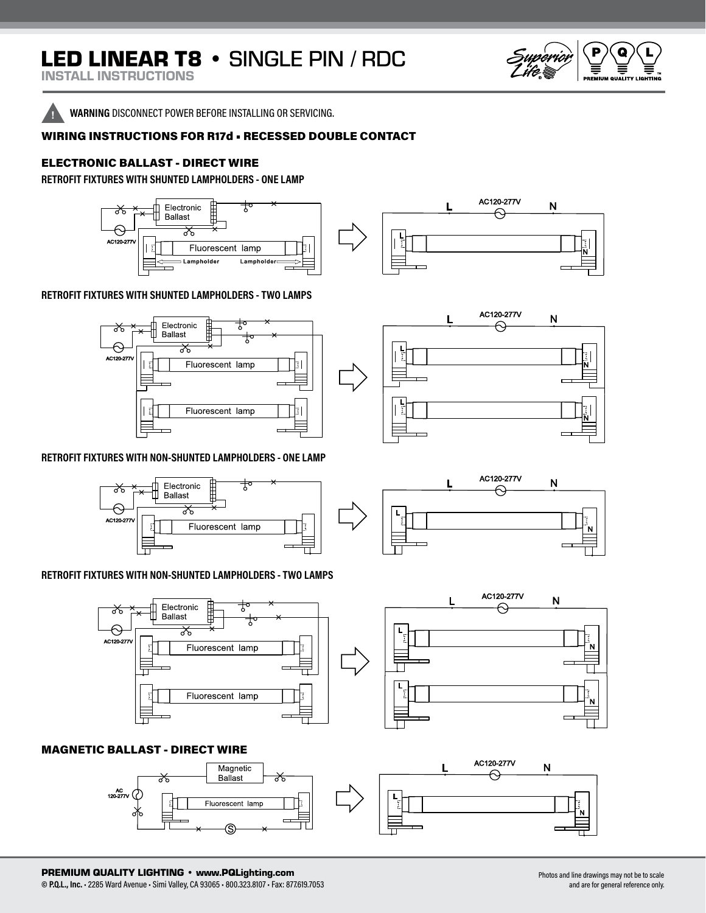# LED LINEAR T8 • SINGLE PIN / RDC

**INSTALL INSTRUCTIONS**

**WARNING** DISCONNECT POWER BEFORE INSTALLING OR SERVICING.

## WIRING INSTRUCTIONS FOR R17d • RECESSED DOUBLE CONTACT

### ELECTRONIC BALLAST - DIRECT WIRE

**RETROFIT FIXTURES WITH SHUNTED LAMPHOLDERS - ONE LAMP**

Electronic Ballast
Fluorescent lamp
AC120-277V
Lampholder
Lampholder

L
AC120-277V
N
L
N

**RETROFIT FIXTURES WITH SHUNTED LAMPHOLDERS - TWO LAMPS**

Electronic Ballast
Fluorescent lamp
Fluorescent lamp
AC120-277V

L
AC120-277V
N
L
N
L
N

**RETROFIT FIXTURES WITH NON-SHUNTED LAMPHOLDERS - ONE LAMP**

Electronic Ballast
Fluorescent lamp
AC120-277V

L
AC120-277V
N
L
N

**RETROFIT FIXTURES WITH NON-SHUNTED LAMPHOLDERS - TWO LAMPS**

Electronic Ballast
Fluorescent lamp
Fluorescent lamp
AC120-277V

L
AC120-277V
N
L
N
L
N

### MAGNETIC BALLAST - DIRECT WIRE

Magnetic Ballast
AC 120-277V
Fluorescent lamp
S

L
AC120-277V
N
L
N

**PREMIUM QUALITY LIGHTING • www.PQLighting.com**
© **P.Q.L., Inc.** • 2285 Ward Avenue • Simi Valley, CA 93065 • 800.323.8107 • Fax: 877.619.7053

Photos and line drawings may not be to scale and are for general reference only.